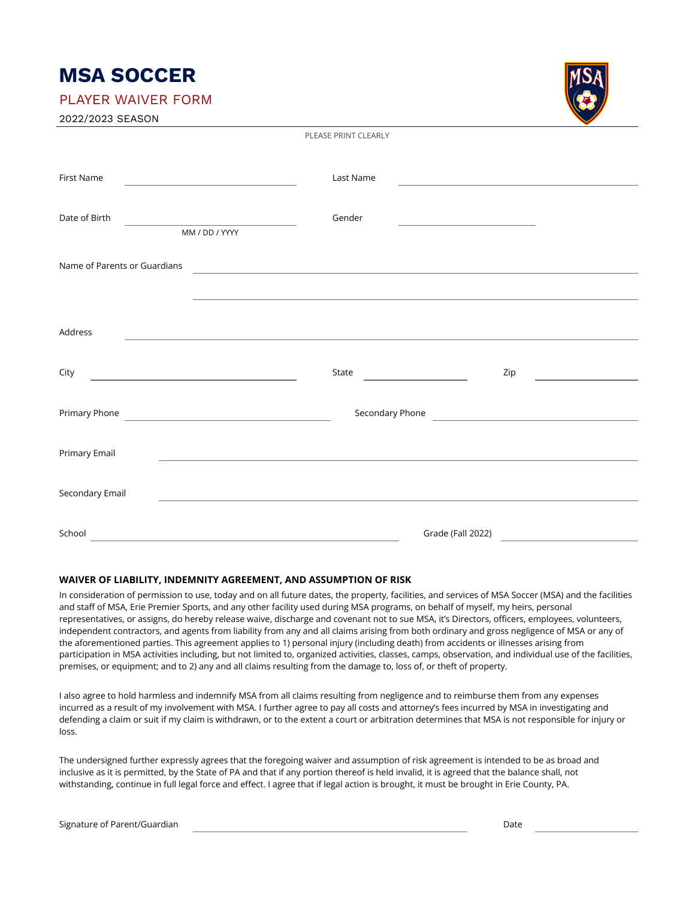# MSA SOCCER

## PLAYER WAIVER FORM

2022/2023 SEASON

PLEASE PRINT CLEARLY

First Name ____________________ Last Name ____________________

Date of Birth ____________________ Gender ____________________
MM / DD / YYYY

Name of Parents or Guardians ________________________________________

________________________________________

Address ________________________________________

City ____________________ State ____________ Zip ____________

Primary Phone ____________________ Secondary Phone ____________________

Primary Email ________________________________________

Secondary Email ________________________________________

School ____________________ Grade (Fall 2022) ____________

**WAIVER OF LIABILITY, INDEMNITY AGREEMENT, AND ASSUMPTION OF RISK**

In consideration of permission to use, today and on all future dates, the property, facilities, and services of MSA Soccer (MSA) and the facilities and staff of MSA, Erie Premier Sports, and any other facility used during MSA programs, on behalf of myself, my heirs, personal representatives, or assigns, do hereby release waive, discharge and covenant not to sue MSA, it's Directors, officers, employees, volunteers, independent contractors, and agents from liability from any and all claims arising from both ordinary and gross negligence of MSA or any of the aforementioned parties. This agreement applies to 1) personal injury (including death) from accidents or illnesses arising from participation in MSA activities including, but not limited to, organized activities, classes, camps, observation, and individual use of the facilities, premises, or equipment; and to 2) any and all claims resulting from the damage to, loss of, or theft of property.

I also agree to hold harmless and indemnify MSA from all claims resulting from negligence and to reimburse them from any expenses incurred as a result of my involvement with MSA. I further agree to pay all costs and attorney's fees incurred by MSA in investigating and defending a claim or suit if my claim is withdrawn, or to the extent a court or arbitration determines that MSA is not responsible for injury or loss.

The undersigned further expressly agrees that the foregoing waiver and assumption of risk agreement is intended to be as broad and inclusive as it is permitted, by the State of PA and that if any portion thereof is held invalid, it is agreed that the balance shall, not withstanding, continue in full legal force and effect. I agree that if legal action is brought, it must be brought in Erie County, PA.

Signature of Parent/Guardian ________________________________________ Date ____________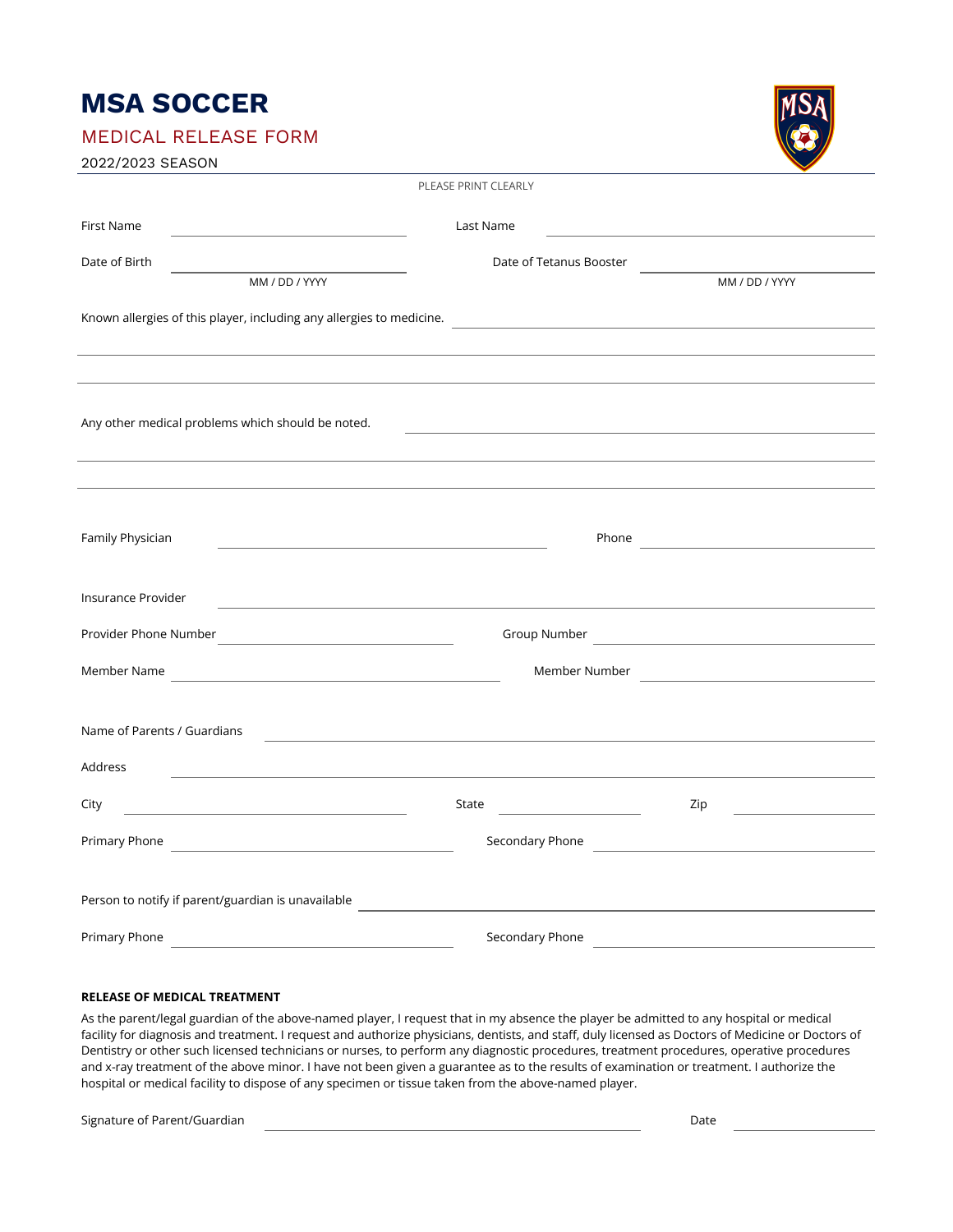# MSA SOCCER

## MEDICAL RELEASE FORM

2022/2023 SEASON

PLEASE PRINT CLEARLY

First Name ______________________ Last Name ______________________

Date of Birth ______________________ Date of Tetanus Booster ______________________
MM / DD / YYYY MM / DD / YYYY

Known allergies of this player, including any allergies to medicine. ______________________

______________________

______________________

Any other medical problems which should be noted. ______________________

______________________

______________________

Family Physician ______________________ Phone ______________________

Insurance Provider ______________________

Provider Phone Number ______________________ Group Number ______________________

Member Name ______________________ Member Number ______________________

Name of Parents / Guardians ______________________

Address ______________________

City ______________________ State ______________________ Zip ______________________

Primary Phone ______________________ Secondary Phone ______________________

Person to notify if parent/guardian is unavailable ______________________

Primary Phone ______________________ Secondary Phone ______________________

**RELEASE OF MEDICAL TREATMENT**

As the parent/legal guardian of the above-named player, I request that in my absence the player be admitted to any hospital or medical facility for diagnosis and treatment. I request and authorize physicians, dentists, and staff, duly licensed as Doctors of Medicine or Doctors of Dentistry or other such licensed technicians or nurses, to perform any diagnostic procedures, treatment procedures, operative procedures and x-ray treatment of the above minor. I have not been given a guarantee as to the results of examination or treatment. I authorize the hospital or medical facility to dispose of any specimen or tissue taken from the above-named player.

Signature of Parent/Guardian ______________________ Date ______________________